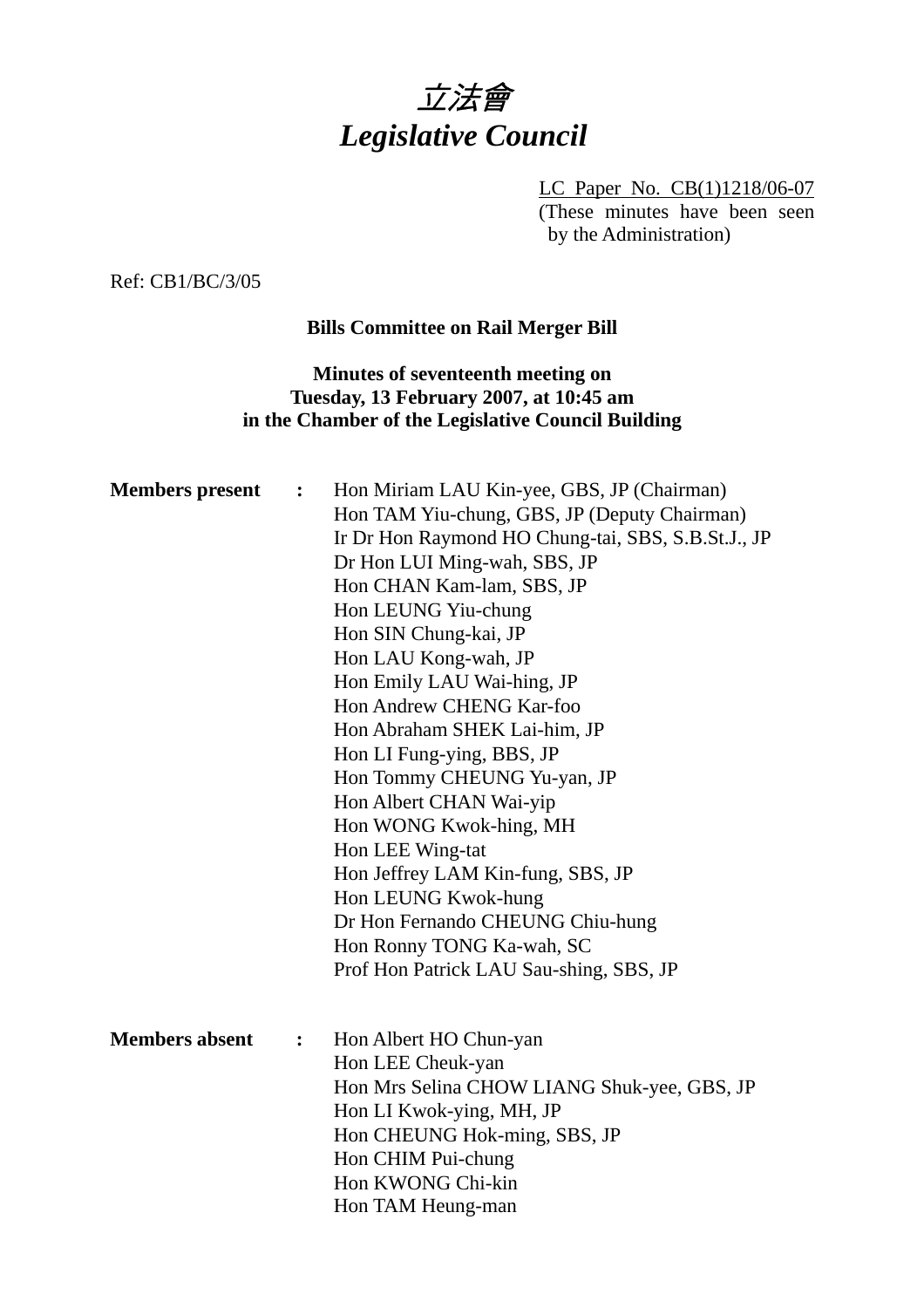# *立法會*
# *Legislative Council*

LC Paper No. CB(1)1218/06-07
(These minutes have been seen by the Administration)

Ref: CB1/BC/3/05

**Bills Committee on Rail Merger Bill**

**Minutes of seventeenth meeting on**
**Tuesday, 13 February 2007, at 10:45 am**
**in the Chamber of the Legislative Council Building**

**Members present :**

Hon Miriam LAU Kin-yee, GBS, JP (Chairman)
Hon TAM Yiu-chung, GBS, JP (Deputy Chairman)
Ir Dr Hon Raymond HO Chung-tai, SBS, S.B.St.J., JP
Dr Hon LUI Ming-wah, SBS, JP
Hon CHAN Kam-lam, SBS, JP
Hon LEUNG Yiu-chung
Hon SIN Chung-kai, JP
Hon LAU Kong-wah, JP
Hon Emily LAU Wai-hing, JP
Hon Andrew CHENG Kar-foo
Hon Abraham SHEK Lai-him, JP
Hon LI Fung-ying, BBS, JP
Hon Tommy CHEUNG Yu-yan, JP
Hon Albert CHAN Wai-yip
Hon WONG Kwok-hing, MH
Hon LEE Wing-tat
Hon Jeffrey LAM Kin-fung, SBS, JP
Hon LEUNG Kwok-hung
Dr Hon Fernando CHEUNG Chiu-hung
Hon Ronny TONG Ka-wah, SC
Prof Hon Patrick LAU Sau-shing, SBS, JP

**Members absent :**

Hon Albert HO Chun-yan
Hon LEE Cheuk-yan
Hon Mrs Selina CHOW LIANG Shuk-yee, GBS, JP
Hon LI Kwok-ying, MH, JP
Hon CHEUNG Hok-ming, SBS, JP
Hon CHIM Pui-chung
Hon KWONG Chi-kin
Hon TAM Heung-man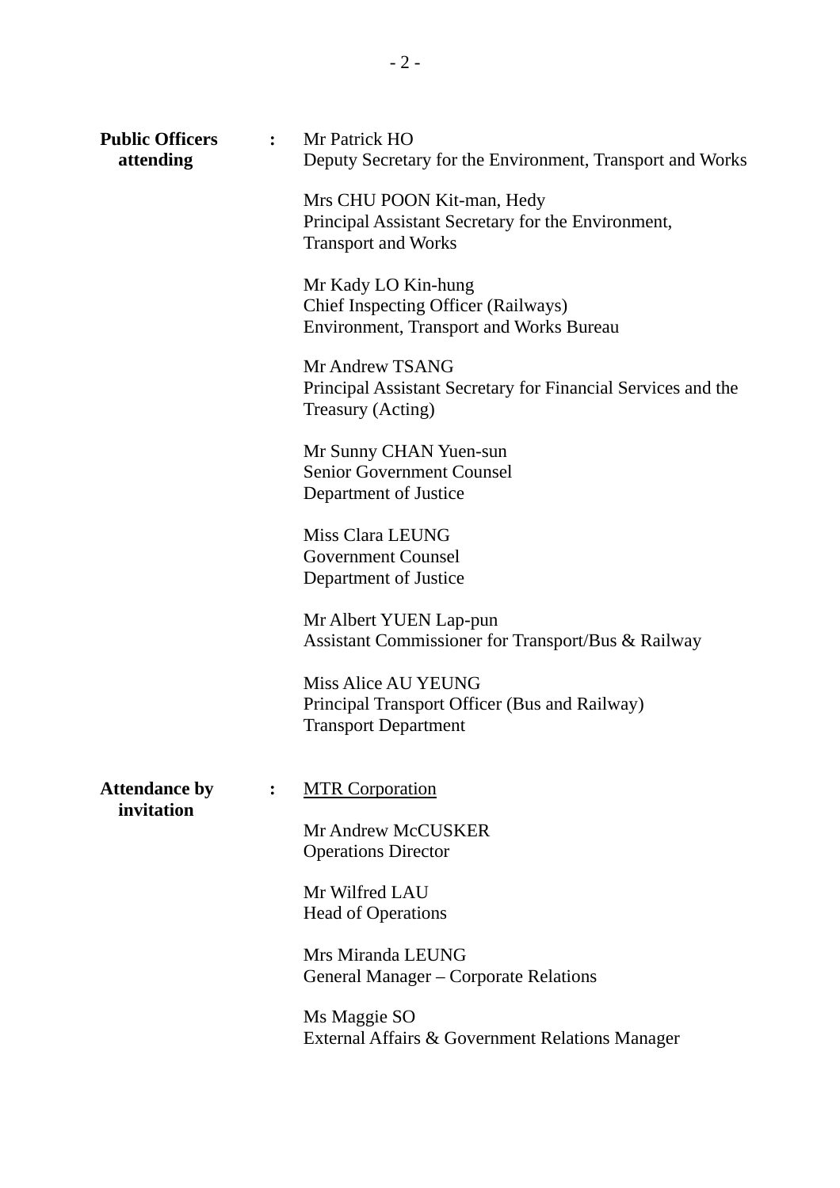**Public Officers attending** :

Mr Patrick HO
Deputy Secretary for the Environment, Transport and Works

Mrs CHU POON Kit-man, Hedy
Principal Assistant Secretary for the Environment, Transport and Works

Mr Kady LO Kin-hung
Chief Inspecting Officer (Railways)
Environment, Transport and Works Bureau

Mr Andrew TSANG
Principal Assistant Secretary for Financial Services and the Treasury (Acting)

Mr Sunny CHAN Yuen-sun
Senior Government Counsel
Department of Justice

Miss Clara LEUNG
Government Counsel
Department of Justice

Mr Albert YUEN Lap-pun
Assistant Commissioner for Transport/Bus & Railway

Miss Alice AU YEUNG
Principal Transport Officer (Bus and Railway)
Transport Department

**Attendance by invitation** :

<u>MTR Corporation</u>

Mr Andrew McCUSKER
Operations Director

Mr Wilfred LAU
Head of Operations

Mrs Miranda LEUNG
General Manager – Corporate Relations

Ms Maggie SO
External Affairs & Government Relations Manager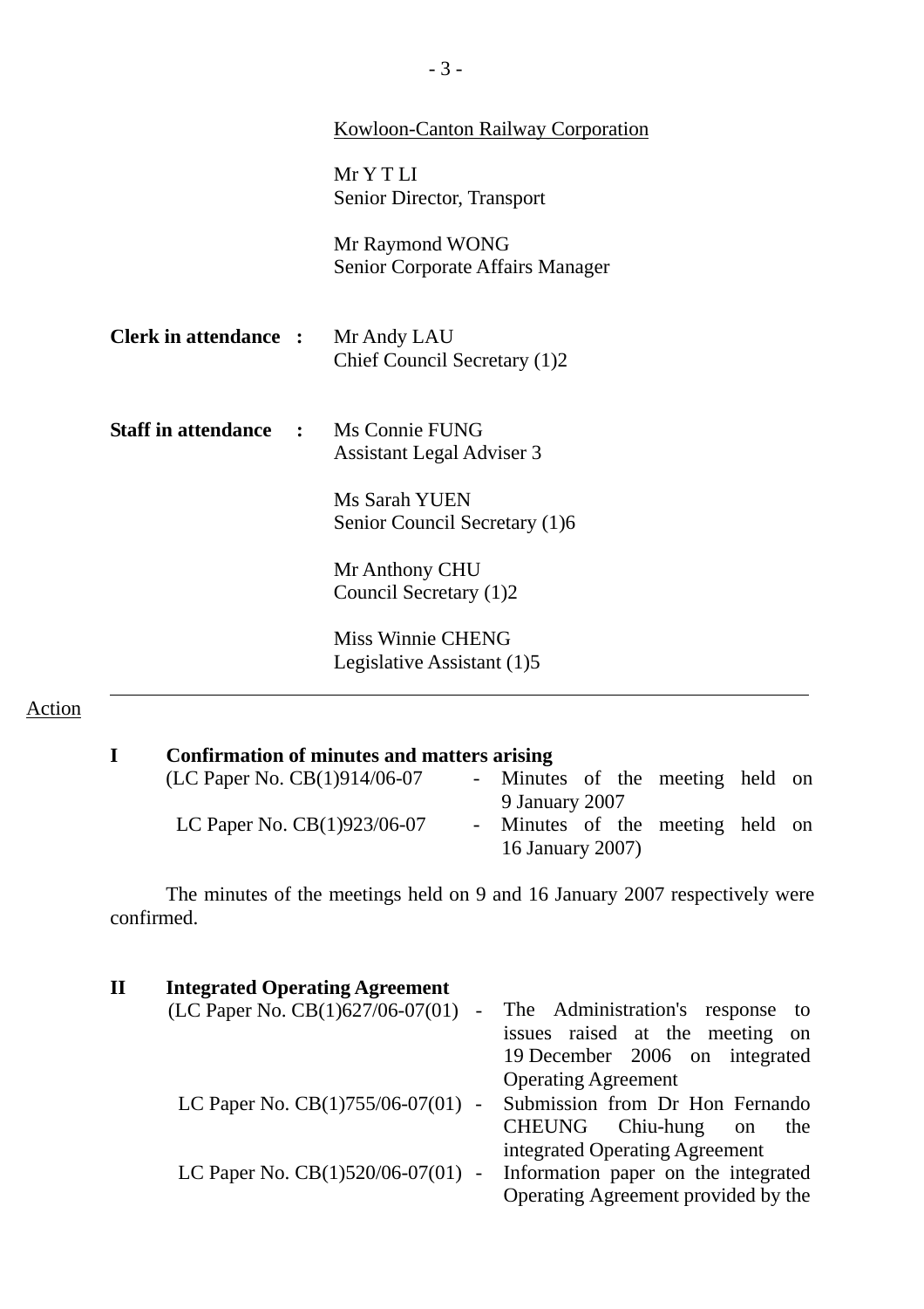Kowloon-Canton Railway Corporation

Mr Y T LI
Senior Director, Transport

Mr Raymond WONG
Senior Corporate Affairs Manager

**Clerk in attendance :** Mr Andy LAU
Chief Council Secretary (1)2

**Staff in attendance :** Ms Connie FUNG
Assistant Legal Adviser 3

Ms Sarah YUEN
Senior Council Secretary (1)6

Mr Anthony CHU
Council Secretary (1)2

Miss Winnie CHENG
Legislative Assistant (1)5

---

Action

**I Confirmation of minutes and matters arising**

(LC Paper No. CB(1)914/06-07 - Minutes of the meeting held on 9 January 2007

LC Paper No. CB(1)923/06-07 - Minutes of the meeting held on 16 January 2007)

The minutes of the meetings held on 9 and 16 January 2007 respectively were confirmed.

**II Integrated Operating Agreement**

(LC Paper No. CB(1)627/06-07(01) - The Administration's response to issues raised at the meeting on 19 December 2006 on integrated Operating Agreement

LC Paper No. CB(1)755/06-07(01) - Submission from Dr Hon Fernando CHEUNG Chiu-hung on the integrated Operating Agreement

LC Paper No. CB(1)520/06-07(01) - Information paper on the integrated Operating Agreement provided by the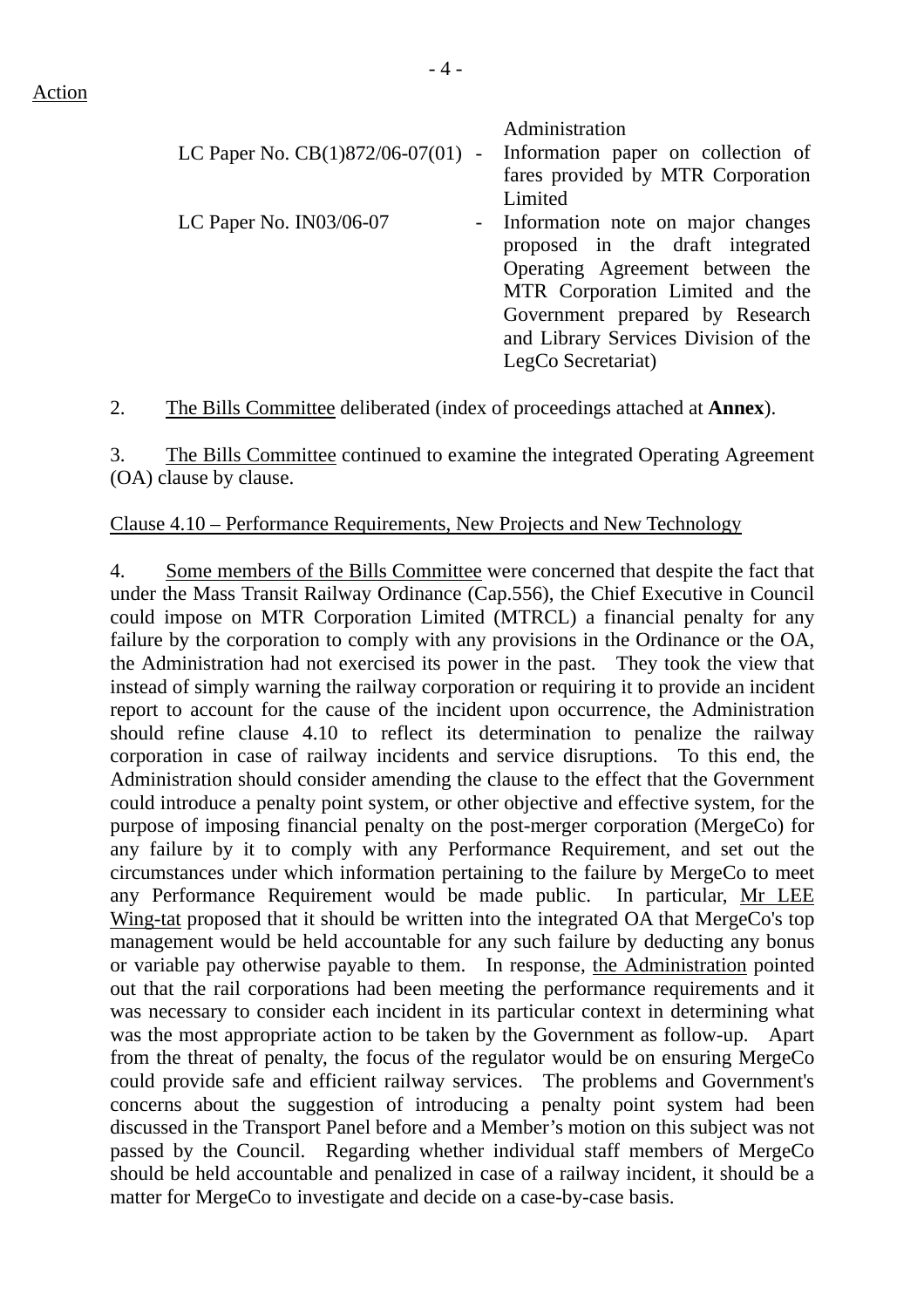Action

Administration

| | | |
|---|---|---|
| LC Paper No. CB(1)872/06-07(01) | - | Information paper on collection of fares provided by MTR Corporation Limited |
| LC Paper No. IN03/06-07 | - | Information note on major changes proposed in the draft integrated Operating Agreement between the MTR Corporation Limited and the Government prepared by Research and Library Services Division of the LegCo Secretariat) |

2. The Bills Committee deliberated (index of proceedings attached at **Annex**).

3. The Bills Committee continued to examine the integrated Operating Agreement (OA) clause by clause.

Clause 4.10 – Performance Requirements, New Projects and New Technology

4. Some members of the Bills Committee were concerned that despite the fact that under the Mass Transit Railway Ordinance (Cap.556), the Chief Executive in Council could impose on MTR Corporation Limited (MTRCL) a financial penalty for any failure by the corporation to comply with any provisions in the Ordinance or the OA, the Administration had not exercised its power in the past. They took the view that instead of simply warning the railway corporation or requiring it to provide an incident report to account for the cause of the incident upon occurrence, the Administration should refine clause 4.10 to reflect its determination to penalize the railway corporation in case of railway incidents and service disruptions. To this end, the Administration should consider amending the clause to the effect that the Government could introduce a penalty point system, or other objective and effective system, for the purpose of imposing financial penalty on the post-merger corporation (MergeCo) for any failure by it to comply with any Performance Requirement, and set out the circumstances under which information pertaining to the failure by MergeCo to meet any Performance Requirement would be made public. In particular, Mr LEE Wing-tat proposed that it should be written into the integrated OA that MergeCo's top management would be held accountable for any such failure by deducting any bonus or variable pay otherwise payable to them. In response, the Administration pointed out that the rail corporations had been meeting the performance requirements and it was necessary to consider each incident in its particular context in determining what was the most appropriate action to be taken by the Government as follow-up. Apart from the threat of penalty, the focus of the regulator would be on ensuring MergeCo could provide safe and efficient railway services. The problems and Government's concerns about the suggestion of introducing a penalty point system had been discussed in the Transport Panel before and a Member's motion on this subject was not passed by the Council. Regarding whether individual staff members of MergeCo should be held accountable and penalized in case of a railway incident, it should be a matter for MergeCo to investigate and decide on a case-by-case basis.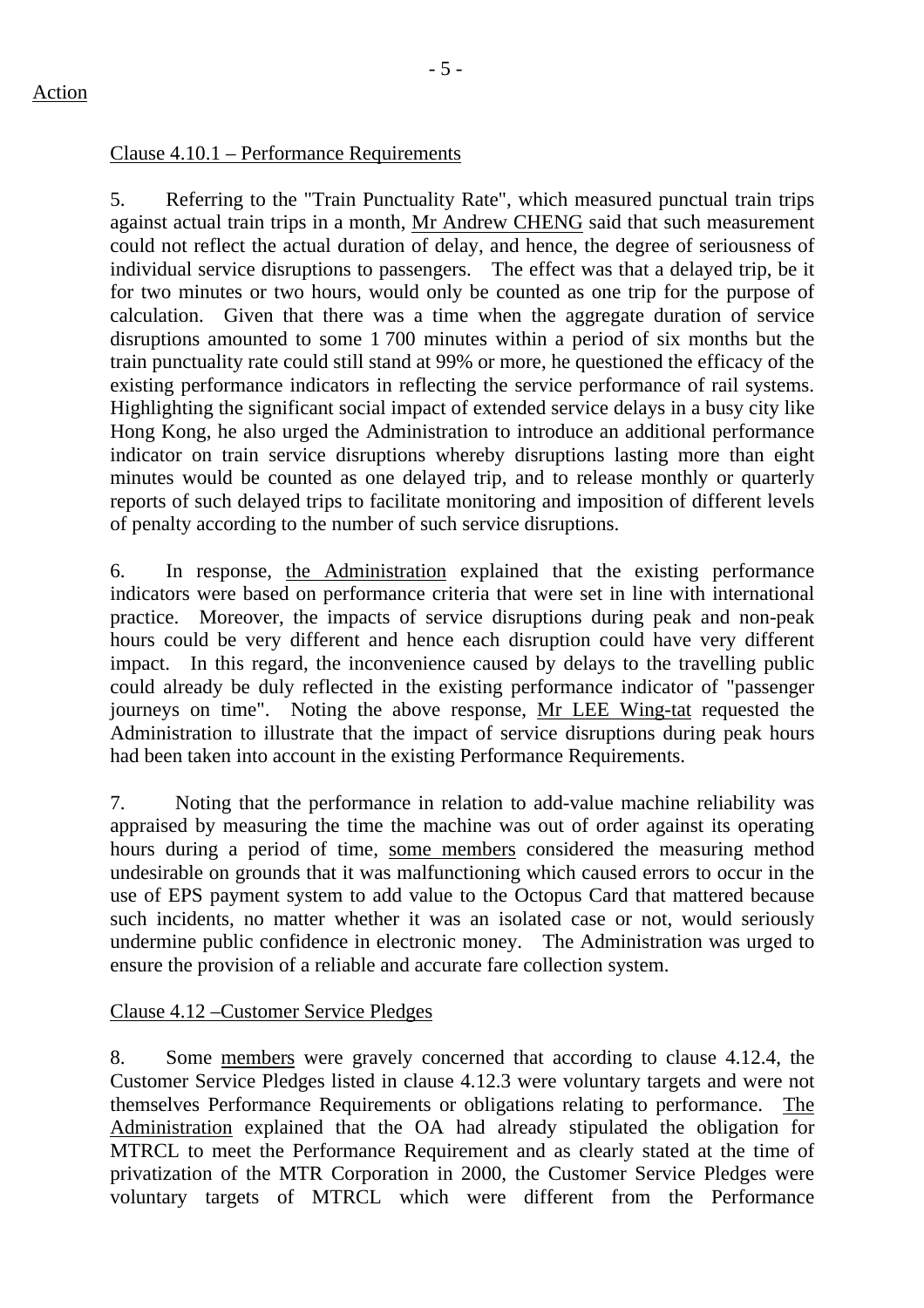Action

Clause 4.10.1 – Performance Requirements

5. Referring to the "Train Punctuality Rate", which measured punctual train trips against actual train trips in a month, Mr Andrew CHENG said that such measurement could not reflect the actual duration of delay, and hence, the degree of seriousness of individual service disruptions to passengers. The effect was that a delayed trip, be it for two minutes or two hours, would only be counted as one trip for the purpose of calculation. Given that there was a time when the aggregate duration of service disruptions amounted to some 1 700 minutes within a period of six months but the train punctuality rate could still stand at 99% or more, he questioned the efficacy of the existing performance indicators in reflecting the service performance of rail systems. Highlighting the significant social impact of extended service delays in a busy city like Hong Kong, he also urged the Administration to introduce an additional performance indicator on train service disruptions whereby disruptions lasting more than eight minutes would be counted as one delayed trip, and to release monthly or quarterly reports of such delayed trips to facilitate monitoring and imposition of different levels of penalty according to the number of such service disruptions.

6. In response, the Administration explained that the existing performance indicators were based on performance criteria that were set in line with international practice. Moreover, the impacts of service disruptions during peak and non-peak hours could be very different and hence each disruption could have very different impact. In this regard, the inconvenience caused by delays to the travelling public could already be duly reflected in the existing performance indicator of "passenger journeys on time". Noting the above response, Mr LEE Wing-tat requested the Administration to illustrate that the impact of service disruptions during peak hours had been taken into account in the existing Performance Requirements.

7. Noting that the performance in relation to add-value machine reliability was appraised by measuring the time the machine was out of order against its operating hours during a period of time, some members considered the measuring method undesirable on grounds that it was malfunctioning which caused errors to occur in the use of EPS payment system to add value to the Octopus Card that mattered because such incidents, no matter whether it was an isolated case or not, would seriously undermine public confidence in electronic money. The Administration was urged to ensure the provision of a reliable and accurate fare collection system.

Clause 4.12 –Customer Service Pledges

8. Some members were gravely concerned that according to clause 4.12.4, the Customer Service Pledges listed in clause 4.12.3 were voluntary targets and were not themselves Performance Requirements or obligations relating to performance. The Administration explained that the OA had already stipulated the obligation for MTRCL to meet the Performance Requirement and as clearly stated at the time of privatization of the MTR Corporation in 2000, the Customer Service Pledges were voluntary targets of MTRCL which were different from the Performance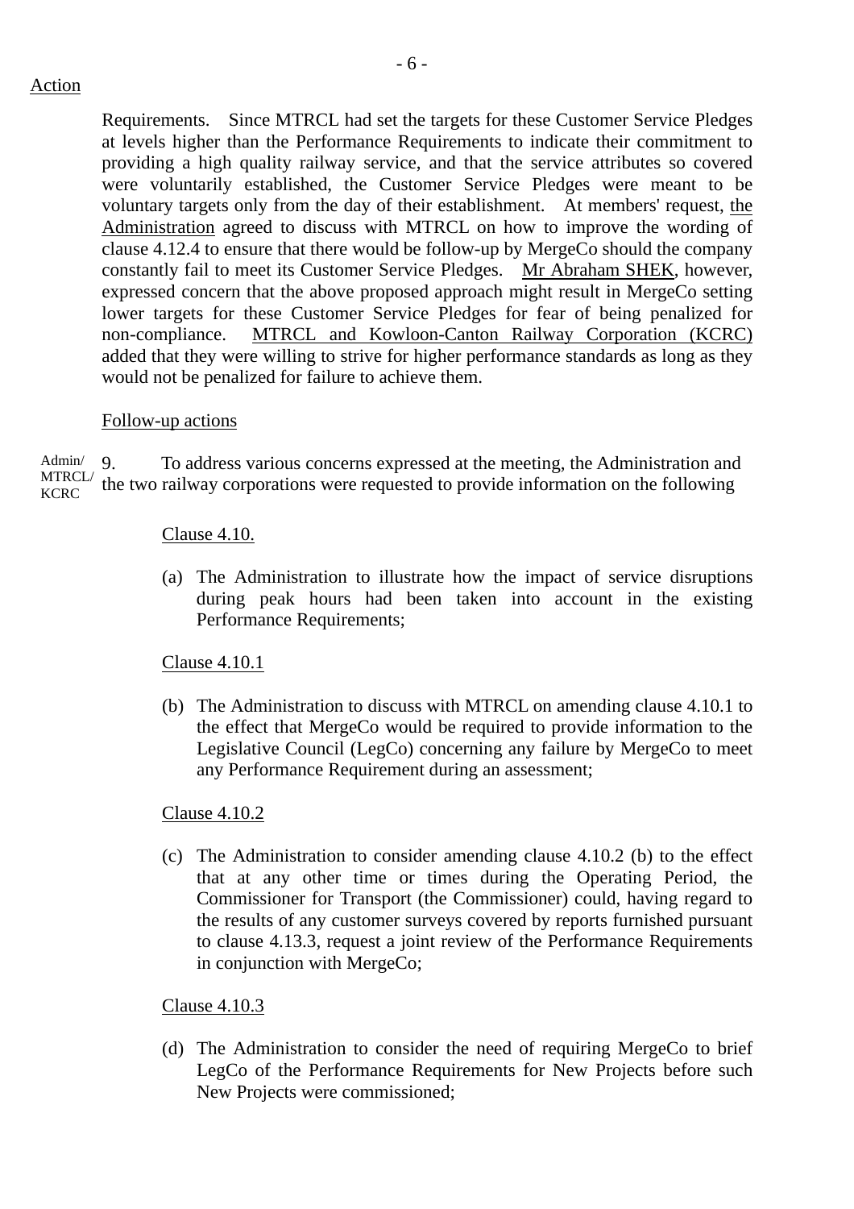Action

Requirements. Since MTRCL had set the targets for these Customer Service Pledges at levels higher than the Performance Requirements to indicate their commitment to providing a high quality railway service, and that the service attributes so covered were voluntarily established, the Customer Service Pledges were meant to be voluntary targets only from the day of their establishment. At members' request, the Administration agreed to discuss with MTRCL on how to improve the wording of clause 4.12.4 to ensure that there would be follow-up by MergeCo should the company constantly fail to meet its Customer Service Pledges. Mr Abraham SHEK, however, expressed concern that the above proposed approach might result in MergeCo setting lower targets for these Customer Service Pledges for fear of being penalized for non-compliance. MTRCL and Kowloon-Canton Railway Corporation (KCRC) added that they were willing to strive for higher performance standards as long as they would not be penalized for failure to achieve them.

Follow-up actions

Admin/ MTRCL/ KCRC

9. To address various concerns expressed at the meeting, the Administration and the two railway corporations were requested to provide information on the following

Clause 4.10.

(a) The Administration to illustrate how the impact of service disruptions during peak hours had been taken into account in the existing Performance Requirements;

Clause 4.10.1

(b) The Administration to discuss with MTRCL on amending clause 4.10.1 to the effect that MergeCo would be required to provide information to the Legislative Council (LegCo) concerning any failure by MergeCo to meet any Performance Requirement during an assessment;

Clause 4.10.2

(c) The Administration to consider amending clause 4.10.2 (b) to the effect that at any other time or times during the Operating Period, the Commissioner for Transport (the Commissioner) could, having regard to the results of any customer surveys covered by reports furnished pursuant to clause 4.13.3, request a joint review of the Performance Requirements in conjunction with MergeCo;

Clause 4.10.3

(d) The Administration to consider the need of requiring MergeCo to brief LegCo of the Performance Requirements for New Projects before such New Projects were commissioned;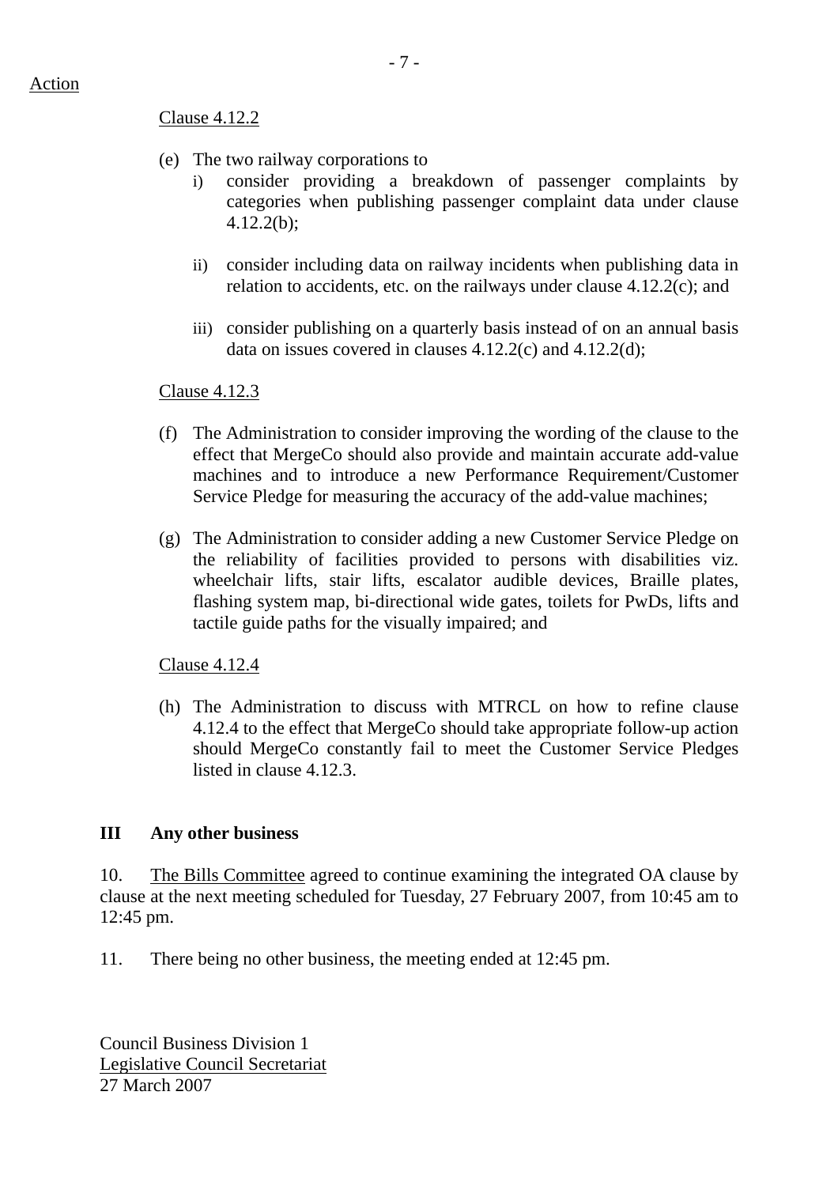Action

Clause 4.12.2

(e) The two railway corporations to

   i) consider providing a breakdown of passenger complaints by categories when publishing passenger complaint data under clause 4.12.2(b);

   ii) consider including data on railway incidents when publishing data in relation to accidents, etc. on the railways under clause 4.12.2(c); and

   iii) consider publishing on a quarterly basis instead of on an annual basis data on issues covered in clauses 4.12.2(c) and 4.12.2(d);

Clause 4.12.3

(f) The Administration to consider improving the wording of the clause to the effect that MergeCo should also provide and maintain accurate add-value machines and to introduce a new Performance Requirement/Customer Service Pledge for measuring the accuracy of the add-value machines;

(g) The Administration to consider adding a new Customer Service Pledge on the reliability of facilities provided to persons with disabilities viz. wheelchair lifts, stair lifts, escalator audible devices, Braille plates, flashing system map, bi-directional wide gates, toilets for PwDs, lifts and tactile guide paths for the visually impaired; and

Clause 4.12.4

(h) The Administration to discuss with MTRCL on how to refine clause 4.12.4 to the effect that MergeCo should take appropriate follow-up action should MergeCo constantly fail to meet the Customer Service Pledges listed in clause 4.12.3.

**III Any other business**

10. The Bills Committee agreed to continue examining the integrated OA clause by clause at the next meeting scheduled for Tuesday, 27 February 2007, from 10:45 am to 12:45 pm.

11. There being no other business, the meeting ended at 12:45 pm.

Council Business Division 1
Legislative Council Secretariat
27 March 2007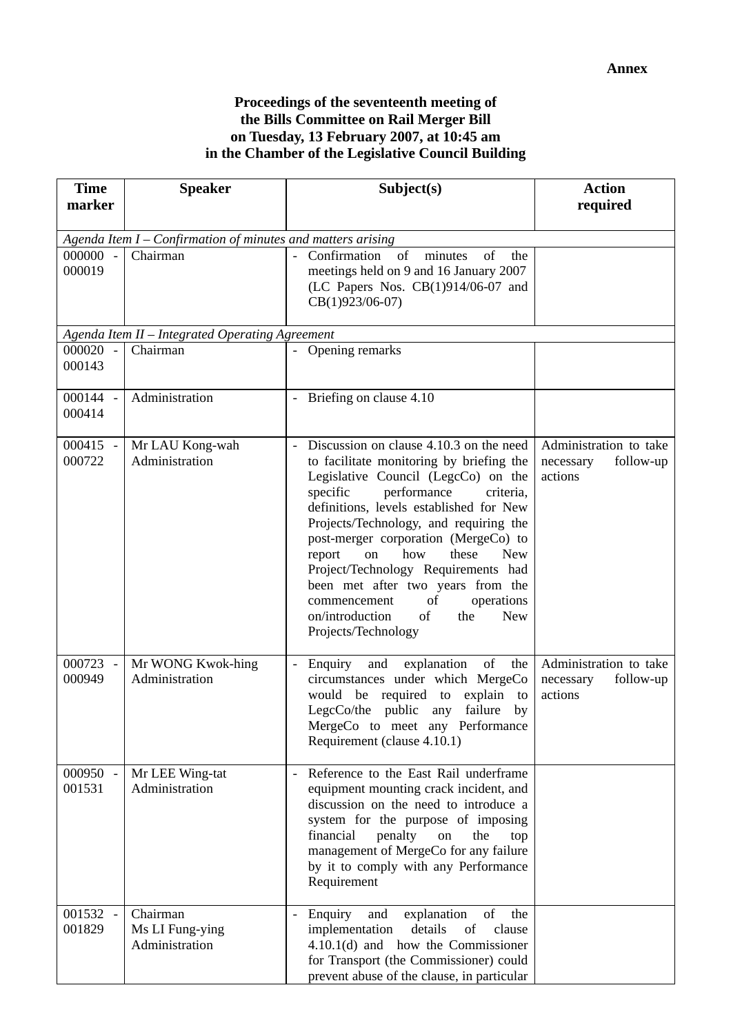**Annex**

**Proceedings of the seventeenth meeting of the Bills Committee on Rail Merger Bill on Tuesday, 13 February 2007, at 10:45 am in the Chamber of the Legislative Council Building**

| Time marker | Speaker | Subject(s) | Action required |
|---|---|---|---|
| *Agenda Item I – Confirmation of minutes and matters arising* | | | |
| 000000 - 000019 | Chairman | - Confirmation of minutes of the meetings held on 9 and 16 January 2007 (LC Papers Nos. CB(1)914/06-07 and CB(1)923/06-07) | |
| *Agenda Item II – Integrated Operating Agreement* | | | |
| 000020 - 000143 | Chairman | - Opening remarks | |
| 000144 - 000414 | Administration | - Briefing on clause 4.10 | |
| 000415 - 000722 | Mr LAU Kong-wah<br>Administration | - Discussion on clause 4.10.3 on the need to facilitate monitoring by briefing the Legislative Council (LegcCo) on the specific performance criteria, definitions, levels established for New Projects/Technology, and requiring the post-merger corporation (MergeCo) to report on how these New Project/Technology Requirements had been met after two years from the commencement of operations on/introduction of the New Projects/Technology | Administration to take necessary follow-up actions |
| 000723 - 000949 | Mr WONG Kwok-hing<br>Administration | - Enquiry and explanation of the circumstances under which MergeCo would be required to explain to LegcCo/the public any failure by MergeCo to meet any Performance Requirement (clause 4.10.1) | Administration to take necessary follow-up actions |
| 000950 - 001531 | Mr LEE Wing-tat<br>Administration | - Reference to the East Rail underframe equipment mounting crack incident, and discussion on the need to introduce a system for the purpose of imposing financial penalty on the top management of MergeCo for any failure by it to comply with any Performance Requirement | |
| 001532 - 001829 | Chairman<br>Ms LI Fung-ying<br>Administration | - Enquiry and explanation of the implementation details of clause 4.10.1(d) and how the Commissioner for Transport (the Commissioner) could prevent abuse of the clause, in particular | |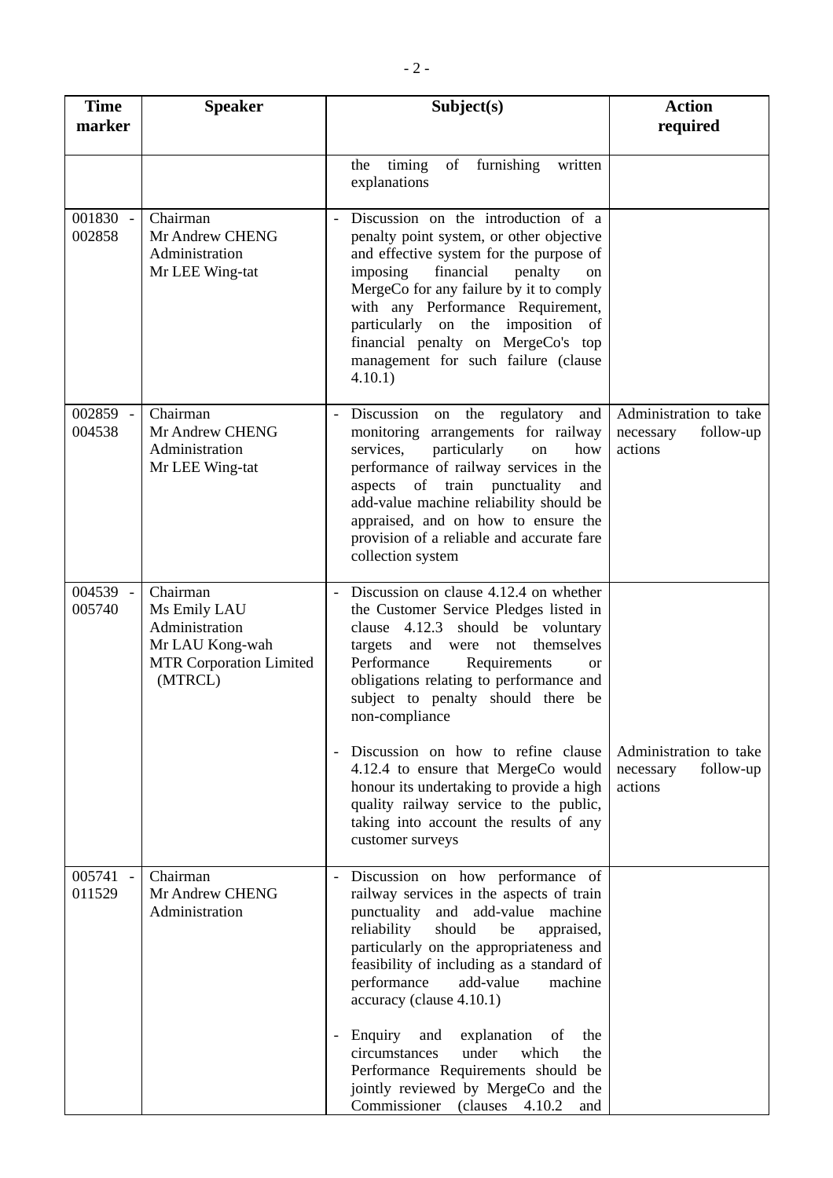| Time marker | Speaker | Subject(s) | Action required |
|---|---|---|---|
| | | the timing of furnishing written explanations | |
| 001830 - 002858 | Chairman<br>Mr Andrew CHENG<br>Administration<br>Mr LEE Wing-tat | - Discussion on the introduction of a penalty point system, or other objective and effective system for the purpose of imposing financial penalty on MergeCo for any failure by it to comply with any Performance Requirement, particularly on the imposition of financial penalty on MergeCo's top management for such failure (clause 4.10.1) | |
| 002859 - 004538 | Chairman<br>Mr Andrew CHENG<br>Administration<br>Mr LEE Wing-tat | - Discussion on the regulatory and monitoring arrangements for railway services, particularly on how performance of railway services in the aspects of train punctuality and add-value machine reliability should be appraised, and on how to ensure the provision of a reliable and accurate fare collection system | Administration to take necessary follow-up actions |
| 004539 - 005740 | Chairman<br>Ms Emily LAU<br>Administration<br>Mr LAU Kong-wah<br>MTR Corporation Limited (MTRCL) | - Discussion on clause 4.12.4 on whether the Customer Service Pledges listed in clause 4.12.3 should be voluntary targets and were not themselves Performance Requirements or obligations relating to performance and subject to penalty should there be non-compliance<br><br>- Discussion on how to refine clause 4.12.4 to ensure that MergeCo would honour its undertaking to provide a high quality railway service to the public, taking into account the results of any customer surveys | <br><br><br><br><br><br><br><br>Administration to take necessary follow-up actions |
| 005741 - 011529 | Chairman<br>Mr Andrew CHENG<br>Administration | - Discussion on how performance of railway services in the aspects of train punctuality and add-value machine reliability should be appraised, particularly on the appropriateness and feasibility of including as a standard of performance add-value machine accuracy (clause 4.10.1)<br><br>- Enquiry and explanation of the circumstances under which the Performance Requirements should be jointly reviewed by MergeCo and the Commissioner (clauses 4.10.2 and | |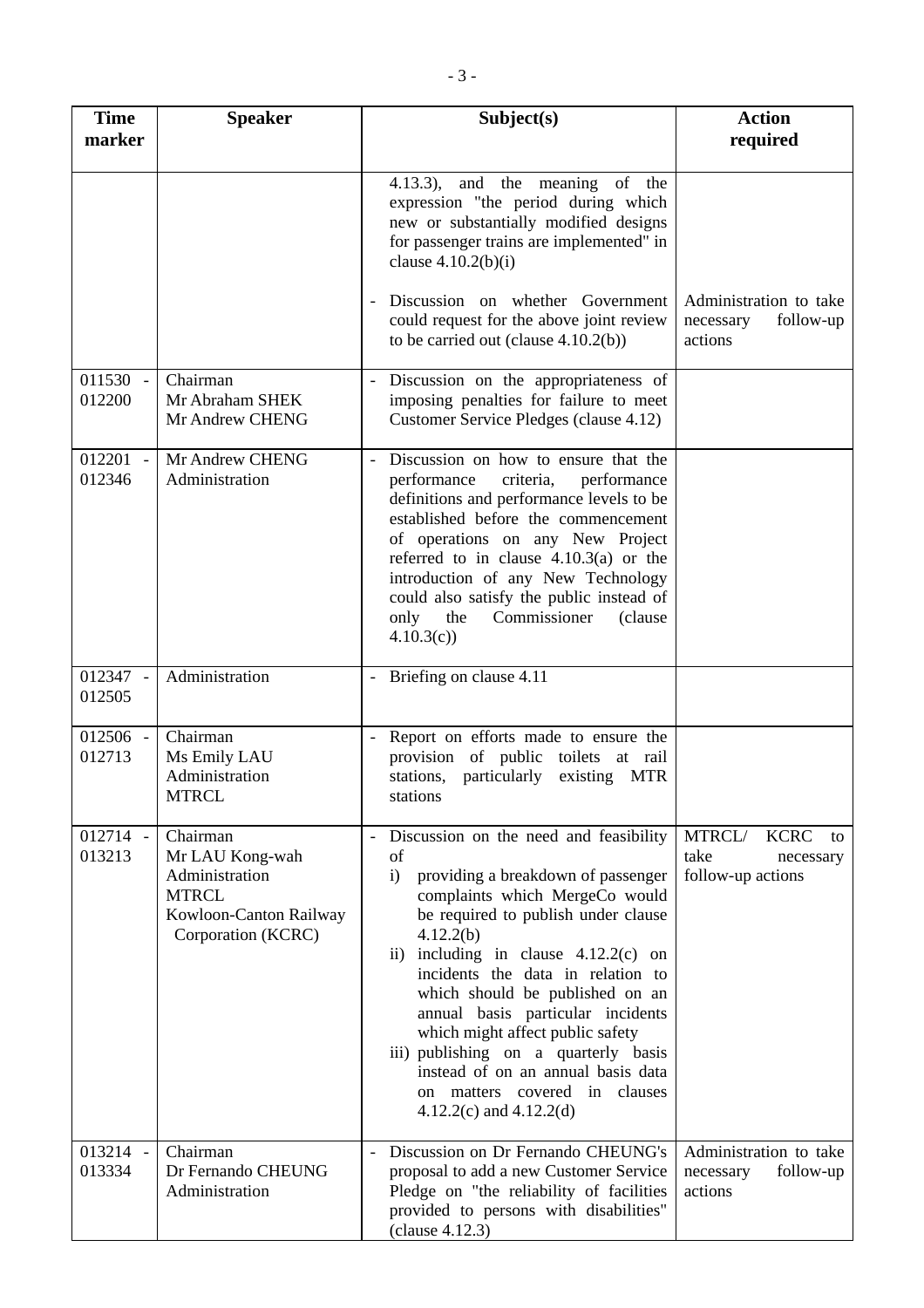| Time marker | Speaker | Subject(s) | Action required |
|---|---|---|---|
| | | 4.13.3), and the meaning of the expression "the period during which new or substantially modified designs for passenger trains are implemented" in clause 4.10.2(b)(i)<br><br>- Discussion on whether Government could request for the above joint review to be carried out (clause 4.10.2(b)) | <br><br><br><br><br>Administration to take necessary follow-up actions |
| 011530 - 012200 | Chairman<br>Mr Abraham SHEK<br>Mr Andrew CHENG | - Discussion on the appropriateness of imposing penalties for failure to meet Customer Service Pledges (clause 4.12) | |
| 012201 - 012346 | Mr Andrew CHENG<br>Administration | - Discussion on how to ensure that the performance criteria, performance definitions and performance levels to be established before the commencement of operations on any New Project referred to in clause 4.10.3(a) or the introduction of any New Technology could also satisfy the public instead of only the Commissioner (clause 4.10.3(c)) | |
| 012347 - 012505 | Administration | - Briefing on clause 4.11 | |
| 012506 - 012713 | Chairman<br>Ms Emily LAU<br>Administration<br>MTRCL | - Report on efforts made to ensure the provision of public toilets at rail stations, particularly existing MTR stations | |
| 012714 - 013213 | Chairman<br>Mr LAU Kong-wah<br>Administration<br>MTRCL<br>Kowloon-Canton Railway Corporation (KCRC) | - Discussion on the need and feasibility of<br>i) providing a breakdown of passenger complaints which MergeCo would be required to publish under clause 4.12.2(b)<br>ii) including in clause 4.12.2(c) on incidents the data in relation to which should be published on an annual basis particular incidents which might affect public safety<br>iii) publishing on a quarterly basis instead of on an annual basis data on matters covered in clauses 4.12.2(c) and 4.12.2(d) | MTRCL/ KCRC to take necessary follow-up actions |
| 013214 - 013334 | Chairman<br>Dr Fernando CHEUNG<br>Administration | - Discussion on Dr Fernando CHEUNG's proposal to add a new Customer Service Pledge on "the reliability of facilities provided to persons with disabilities" (clause 4.12.3) | Administration to take necessary follow-up actions |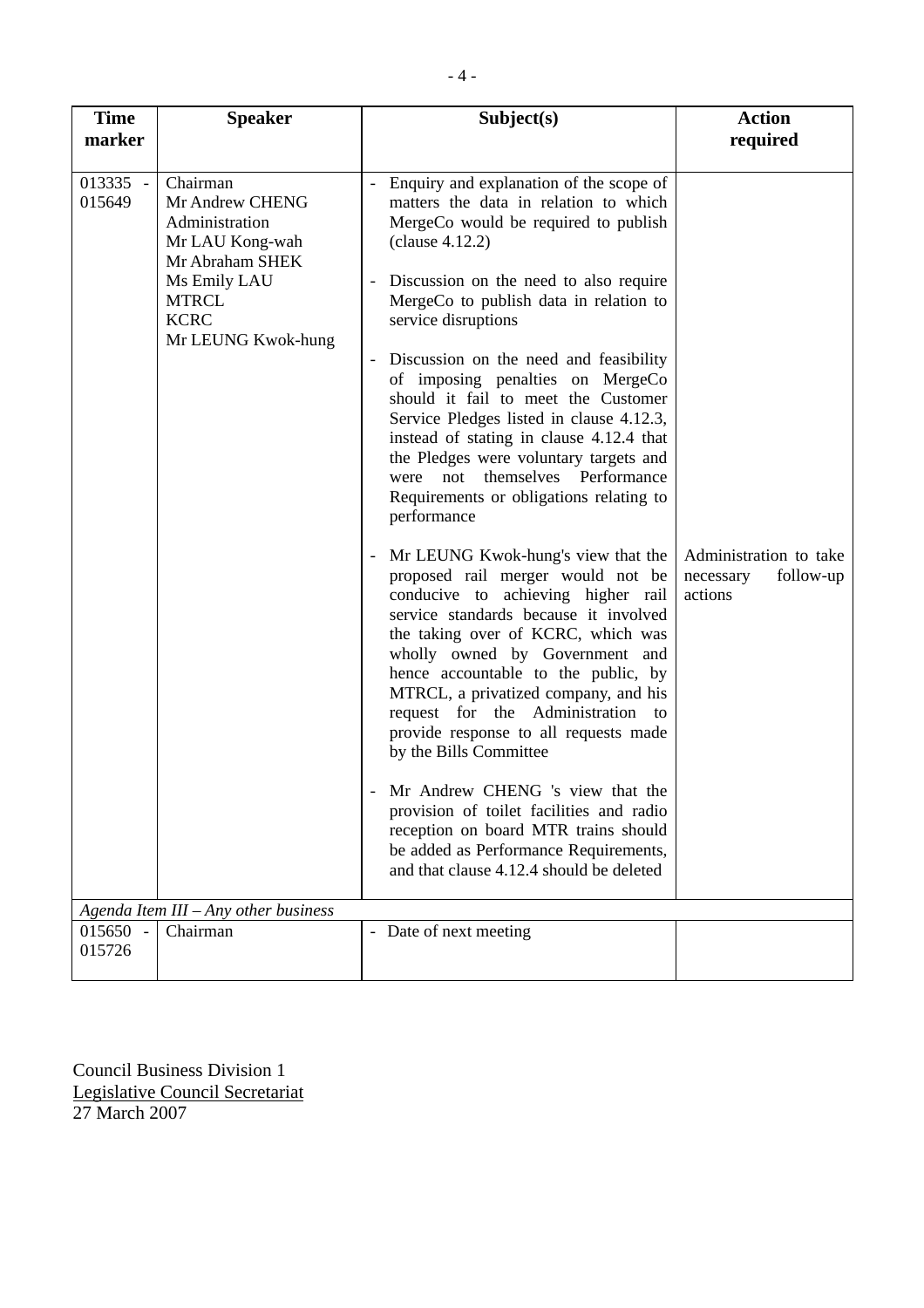| Time marker | Speaker | Subject(s) | Action required |
|---|---|---|---|
| 013335 - 015649 | Chairman<br>Mr Andrew CHENG<br>Administration<br>Mr LAU Kong-wah<br>Mr Abraham SHEK<br>Ms Emily LAU<br>MTRCL<br>KCRC<br>Mr LEUNG Kwok-hung | - Enquiry and explanation of the scope of matters the data in relation to which MergeCo would be required to publish (clause 4.12.2)<br><br>- Discussion on the need to also require MergeCo to publish data in relation to service disruptions<br><br>- Discussion on the need and feasibility of imposing penalties on MergeCo should it fail to meet the Customer Service Pledges listed in clause 4.12.3, instead of stating in clause 4.12.4 that the Pledges were voluntary targets and were not themselves Performance Requirements or obligations relating to performance<br><br>- Mr LEUNG Kwok-hung's view that the proposed rail merger would not be conducive to achieving higher rail service standards because it involved the taking over of KCRC, which was wholly owned by Government and hence accountable to the public, by MTRCL, a privatized company, and his request for the Administration to provide response to all requests made by the Bills Committee<br><br>- Mr Andrew CHENG 's view that the provision of toilet facilities and radio reception on board MTR trains should be added as Performance Requirements, and that clause 4.12.4 should be deleted | <br><br><br><br><br><br><br><br><br><br><br><br><br><br><br><br><br><br>Administration to take necessary follow-up actions |
| *Agenda Item III – Any other business* | | | |
| 015650 - 015726 | Chairman | - Date of next meeting | |

Council Business Division 1
Legislative Council Secretariat
27 March 2007